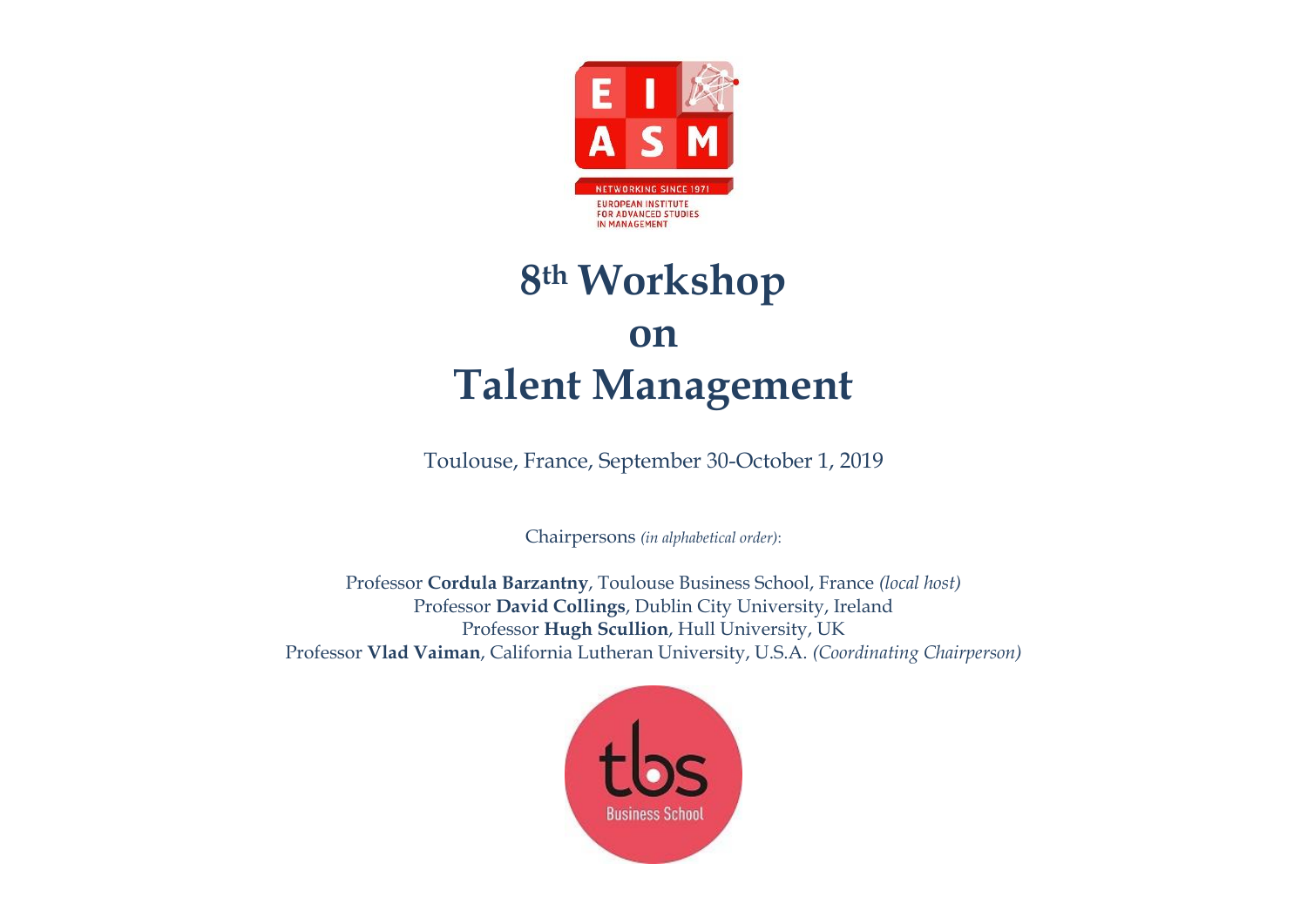# 8th Workshop on Talent Management

Toulouse, France, September 30-October 1, 2019

Chairpersons *(in alphabetical order)*:

Professor **Cordula Barzantny**, Toulouse Business School, France *(local host)*
Professor **David Collings**, Dublin City University, Ireland
Professor **Hugh Scullion**, Hull University, UK
Professor **Vlad Vaiman**, California Lutheran University, U.S.A. *(Coordinating Chairperson)*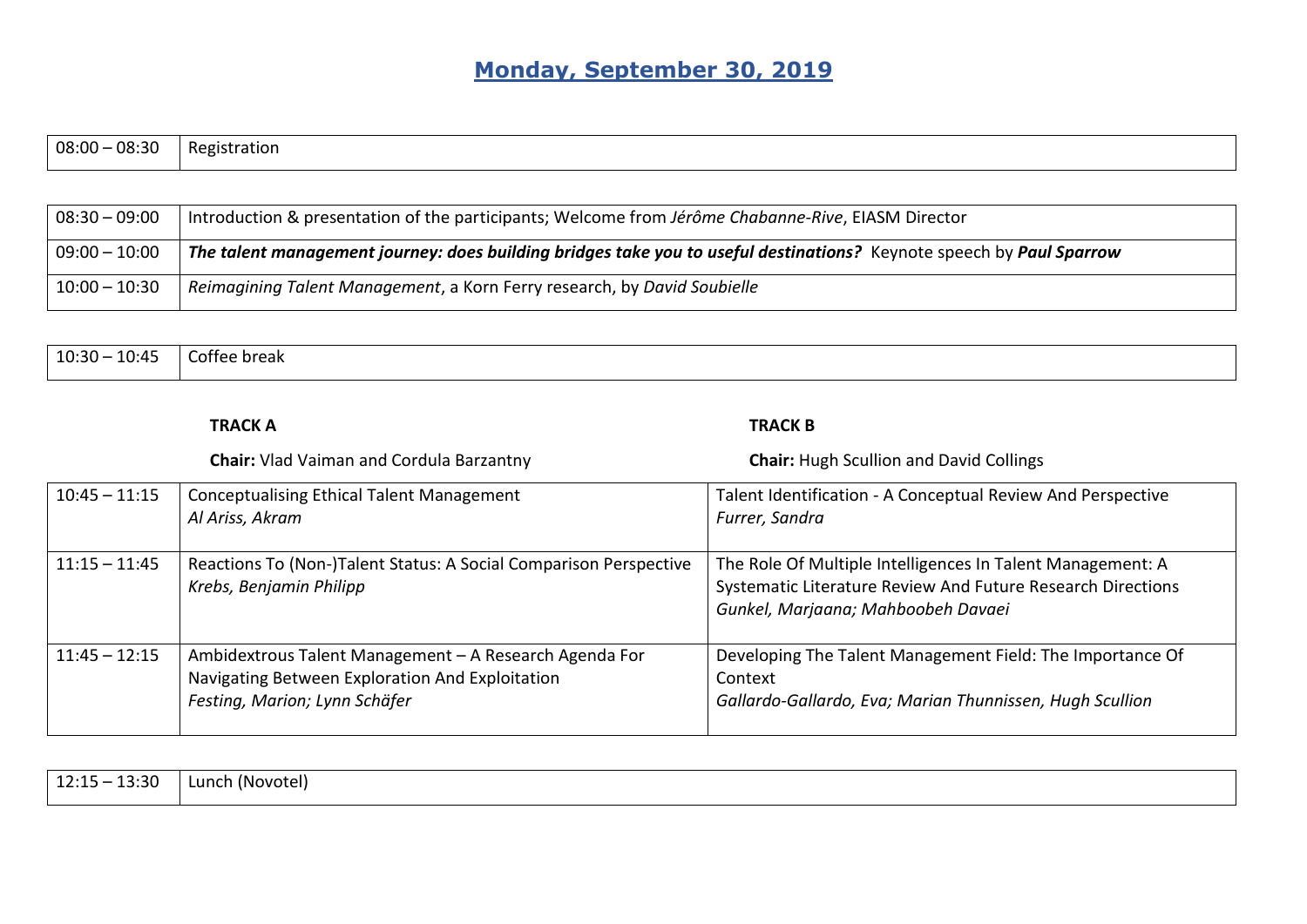# Monday, September 30, 2019

| 08:00 – 08:30 | Registration |
|---|---|

| 08:30 – 09:00 | Introduction & presentation of the participants; Welcome from *Jérôme Chabanne-Rive*, EIASM Director |
|---|---|
| 09:00 – 10:00 | ***The talent management journey: does building bridges take you to useful destinations?*** Keynote speech by ***Paul Sparrow*** |
| 10:00 – 10:30 | *Reimagining Talent Management*, a Korn Ferry research, by *David Soubielle* |

| 10:30 – 10:45 | Coffee break |
|---|---|

| | **TRACK A**<br>**Chair:** Vlad Vaiman and Cordula Barzantny | **TRACK B**<br>**Chair:** Hugh Scullion and David Collings |
|---|---|---|
| 10:45 – 11:15 | Conceptualising Ethical Talent Management<br>*Al Ariss, Akram* | Talent Identification - A Conceptual Review And Perspective<br>*Furrer, Sandra* |
| 11:15 – 11:45 | Reactions To (Non-)Talent Status: A Social Comparison Perspective<br>*Krebs, Benjamin Philipp* | The Role Of Multiple Intelligences In Talent Management: A Systematic Literature Review And Future Research Directions<br>*Gunkel, Marjaana; Mahboobeh Davaei* |
| 11:45 – 12:15 | Ambidextrous Talent Management – A Research Agenda For Navigating Between Exploration And Exploitation<br>*Festing, Marion; Lynn Schäfer* | Developing The Talent Management Field: The Importance Of Context<br>*Gallardo-Gallardo, Eva; Marian Thunnissen, Hugh Scullion* |

| 12:15 – 13:30 | Lunch (Novotel) |
|---|---|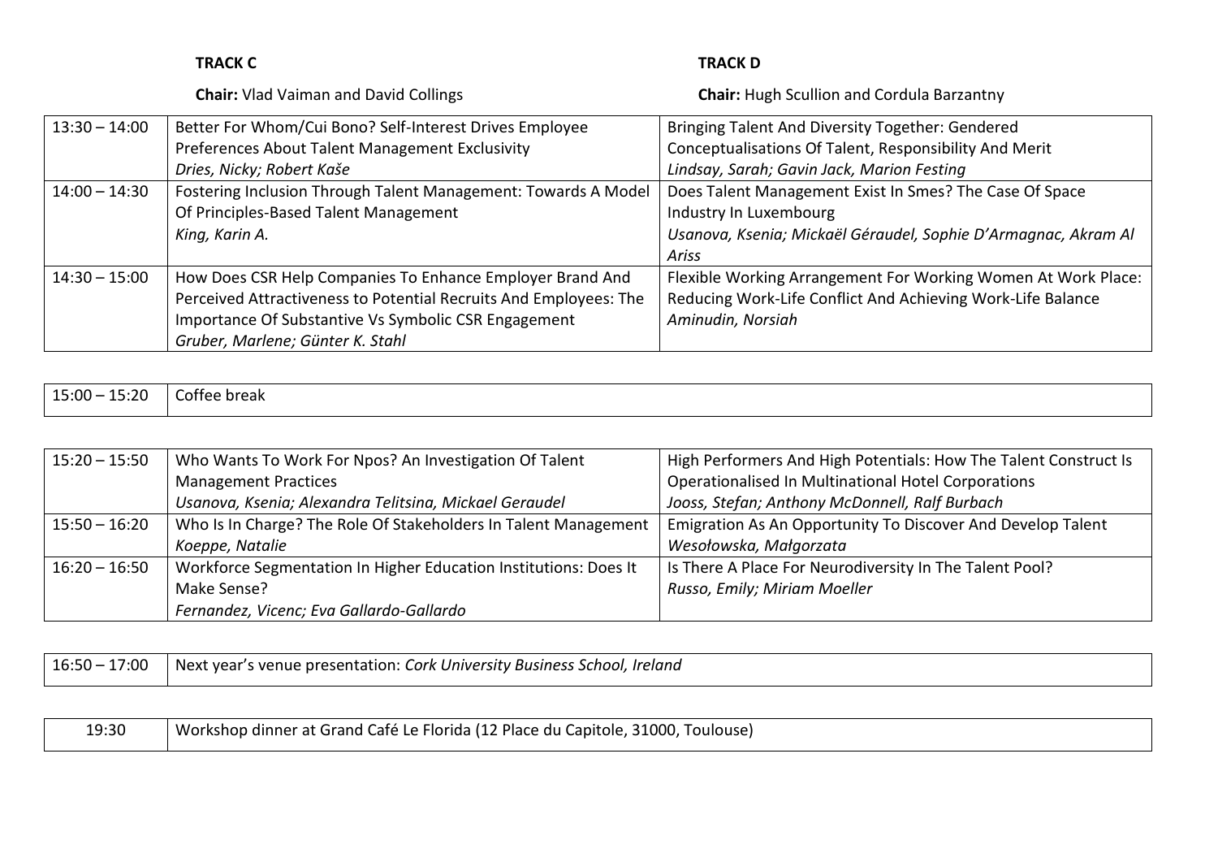| | **TRACK C**<br>**Chair:** Vlad Vaiman and David Collings | **TRACK D**<br>**Chair:** Hugh Scullion and Cordula Barzantny |
|---|---|---|
| 13:30 – 14:00 | Better For Whom/Cui Bono? Self-Interest Drives Employee Preferences About Talent Management Exclusivity<br>*Dries, Nicky; Robert Kaše* | Bringing Talent And Diversity Together: Gendered Conceptualisations Of Talent, Responsibility And Merit<br>*Lindsay, Sarah; Gavin Jack, Marion Festing* |
| 14:00 – 14:30 | Fostering Inclusion Through Talent Management: Towards A Model Of Principles-Based Talent Management<br>*King, Karin A.* | Does Talent Management Exist In Smes? The Case Of Space Industry In Luxembourg<br>*Usanova, Ksenia; Mickaël Géraudel, Sophie D'Armagnac, Akram Al Ariss* |
| 14:30 – 15:00 | How Does CSR Help Companies To Enhance Employer Brand And Perceived Attractiveness to Potential Recruits And Employees: The Importance Of Substantive Vs Symbolic CSR Engagement<br>*Gruber, Marlene; Günter K. Stahl* | Flexible Working Arrangement For Working Women At Work Place: Reducing Work-Life Conflict And Achieving Work-Life Balance<br>*Aminudin, Norsiah* |

| 15:00 – 15:20 | Coffee break |
|---|---|

| | | |
|---|---|---|
| 15:20 – 15:50 | Who Wants To Work For Npos? An Investigation Of Talent Management Practices<br>*Usanova, Ksenia; Alexandra Telitsina, Mickael Geraudel* | High Performers And High Potentials: How The Talent Construct Is Operationalised In Multinational Hotel Corporations<br>*Jooss, Stefan; Anthony McDonnell, Ralf Burbach* |
| 15:50 – 16:20 | Who Is In Charge? The Role Of Stakeholders In Talent Management<br>*Koeppe, Natalie* | Emigration As An Opportunity To Discover And Develop Talent<br>*Wesołowska, Małgorzata* |
| 16:20 – 16:50 | Workforce Segmentation In Higher Education Institutions: Does It Make Sense?<br>*Fernandez, Vicenc; Eva Gallardo-Gallardo* | Is There A Place For Neurodiversity In The Talent Pool?<br>*Russo, Emily; Miriam Moeller* |

| 16:50 – 17:00 | Next year's venue presentation: *Cork University Business School, Ireland* |
|---|---|

| 19:30 | Workshop dinner at Grand Café Le Florida (12 Place du Capitole, 31000, Toulouse) |
|---|---|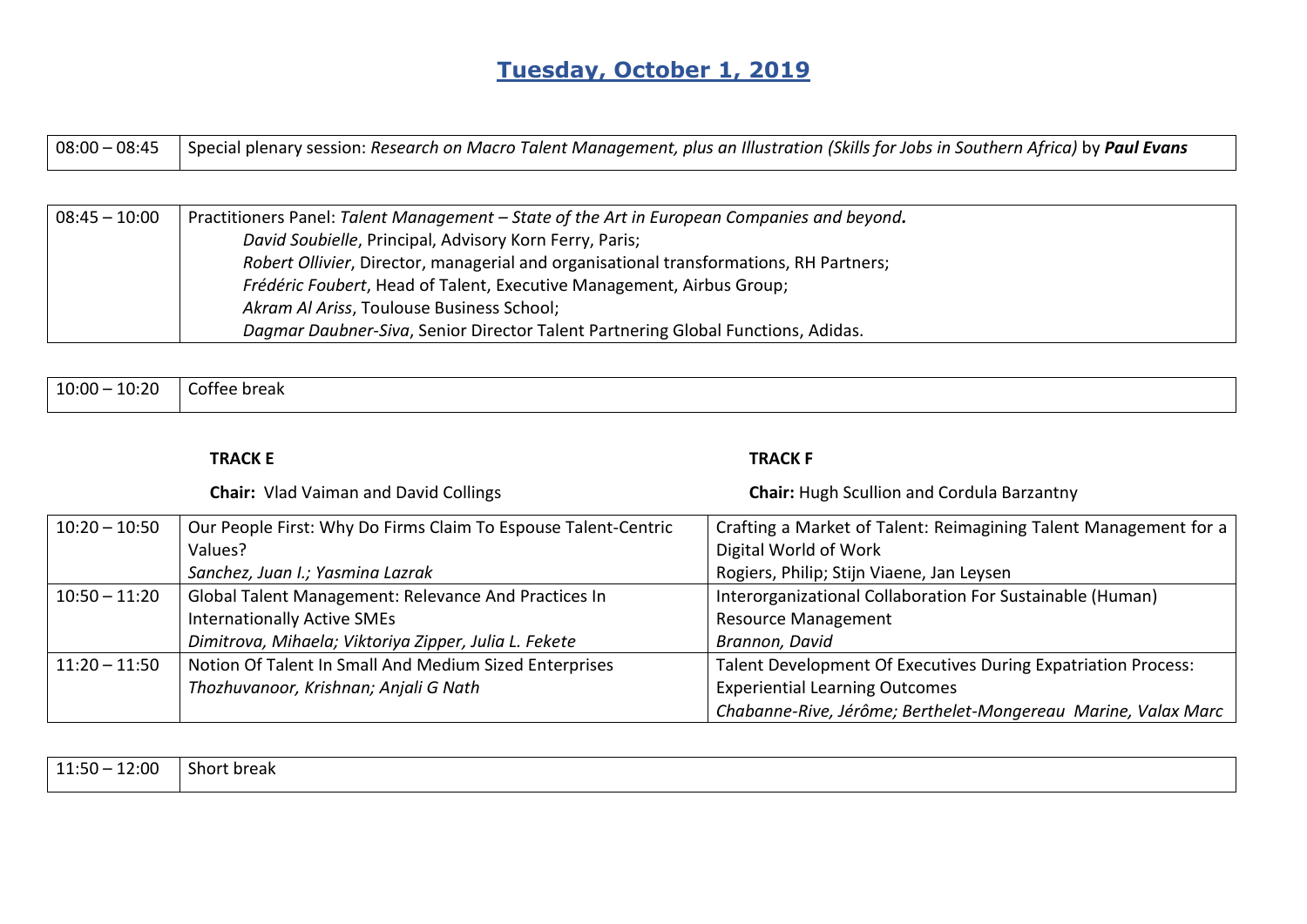# Tuesday, October 1, 2019

| 08:00 – 08:45 | Special plenary session: *Research on Macro Talent Management, plus an Illustration (Skills for Jobs in Southern Africa)* by ***Paul Evans*** |
|---|---|

| 08:45 – 10:00 | Practitioners Panel: *Talent Management – State of the Art in European Companies and beyond.*<br>*David Soubielle*, Principal, Advisory Korn Ferry, Paris;<br>*Robert Ollivier*, Director, managerial and organisational transformations, RH Partners;<br>*Frédéric Foubert*, Head of Talent, Executive Management, Airbus Group;<br>*Akram Al Ariss*, Toulouse Business School;<br>*Dagmar Daubner-Siva*, Senior Director Talent Partnering Global Functions, Adidas. |
|---|---|

| 10:00 – 10:20 | Coffee break |
|---|---|

| | **TRACK E**<br>**Chair:** Vlad Vaiman and David Collings | **TRACK F**<br>**Chair:** Hugh Scullion and Cordula Barzantny |
|---|---|---|
| 10:20 – 10:50 | Our People First: Why Do Firms Claim To Espouse Talent-Centric Values?<br>*Sanchez, Juan I.; Yasmina Lazrak* | Crafting a Market of Talent: Reimagining Talent Management for a Digital World of Work<br>Rogiers, Philip; Stijn Viaene, Jan Leysen |
| 10:50 – 11:20 | Global Talent Management: Relevance And Practices In Internationally Active SMEs<br>*Dimitrova, Mihaela; Viktoriya Zipper, Julia L. Fekete* | Interorganizational Collaboration For Sustainable (Human) Resource Management<br>*Brannon, David* |
| 11:20 – 11:50 | Notion Of Talent In Small And Medium Sized Enterprises<br>*Thozhuvanoor, Krishnan; Anjali G Nath* | Talent Development Of Executives During Expatriation Process: Experiential Learning Outcomes<br>*Chabanne-Rive, Jérôme; Berthelet-Mongereau Marine, Valax Marc* |

| 11:50 – 12:00 | Short break |
|---|---|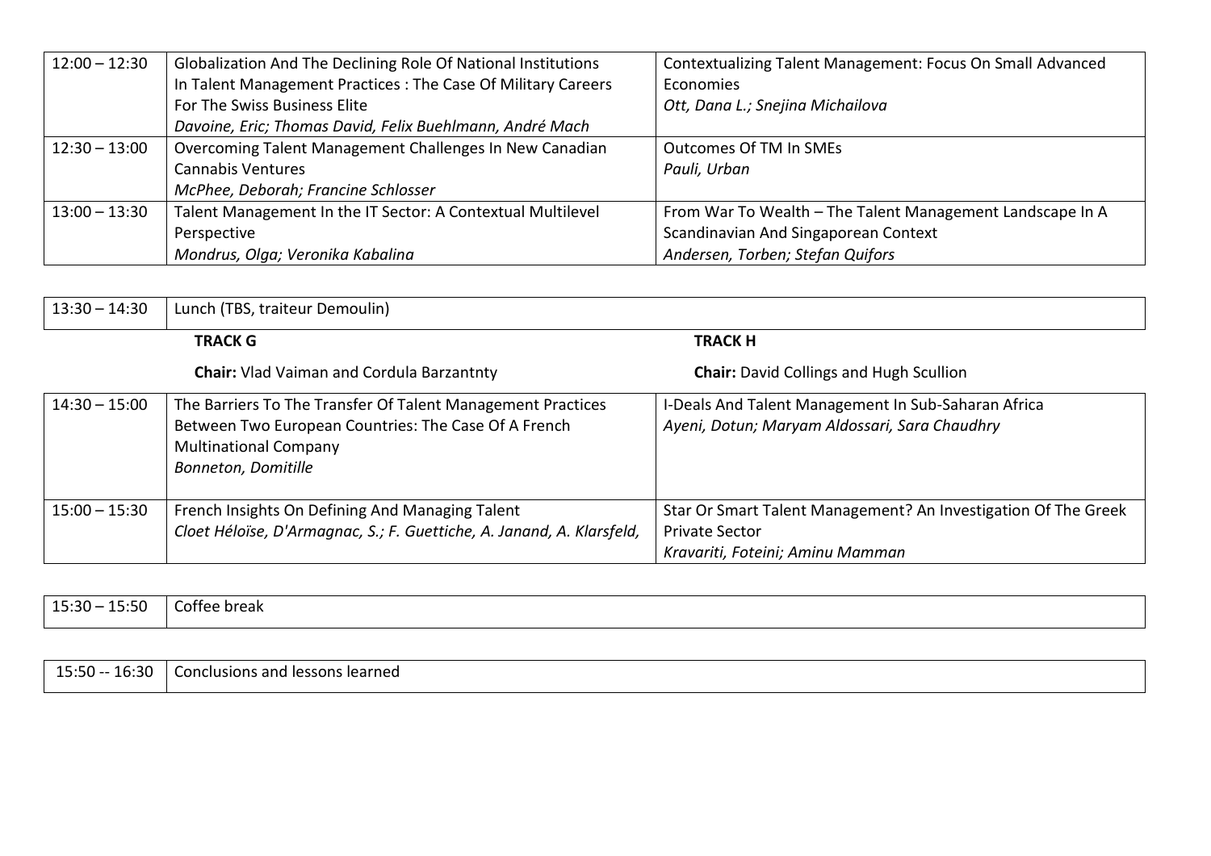| | | |
|---|---|---|
| 12:00 – 12:30 | Globalization And The Declining Role Of National Institutions In Talent Management Practices : The Case Of Military Careers For The Swiss Business Elite<br>*Davoine, Eric; Thomas David, Felix Buehlmann, André Mach* | Contextualizing Talent Management: Focus On Small Advanced Economies<br>*Ott, Dana L.; Snejina Michailova* |
| 12:30 – 13:00 | Overcoming Talent Management Challenges In New Canadian Cannabis Ventures<br>*McPhee, Deborah; Francine Schlosser* | Outcomes Of TM In SMEs<br>*Pauli, Urban* |
| 13:00 – 13:30 | Talent Management In the IT Sector: A Contextual Multilevel Perspective<br>*Mondrus, Olga; Veronika Kabalina* | From War To Wealth – The Talent Management Landscape In A Scandinavian And Singaporean Context<br>*Andersen, Torben; Stefan Quifors* |

| | |
|---|---|
| 13:30 – 14:30 | Lunch (TBS, traiteur Demoulin) |

| | **TRACK G** | **TRACK H** |
|---|---|---|
| | **Chair:** Vlad Vaiman and Cordula Barzantnty | **Chair:** David Collings and Hugh Scullion |
| 14:30 – 15:00 | The Barriers To The Transfer Of Talent Management Practices Between Two European Countries: The Case Of A French Multinational Company<br>*Bonneton, Domitille* | I-Deals And Talent Management In Sub-Saharan Africa<br>*Ayeni, Dotun; Maryam Aldossari, Sara Chaudhry* |
| 15:00 – 15:30 | French Insights On Defining And Managing Talent<br>*Cloet Héloïse, D'Armagnac, S.; F. Guettiche, A. Janand, A. Klarsfeld,* | Star Or Smart Talent Management? An Investigation Of The Greek Private Sector<br>*Kravariti, Foteini; Aminu Mamman* |

| | |
|---|---|
| 15:30 – 15:50 | Coffee break |

| | |
|---|---|
| 15:50 -- 16:30 | Conclusions and lessons learned |